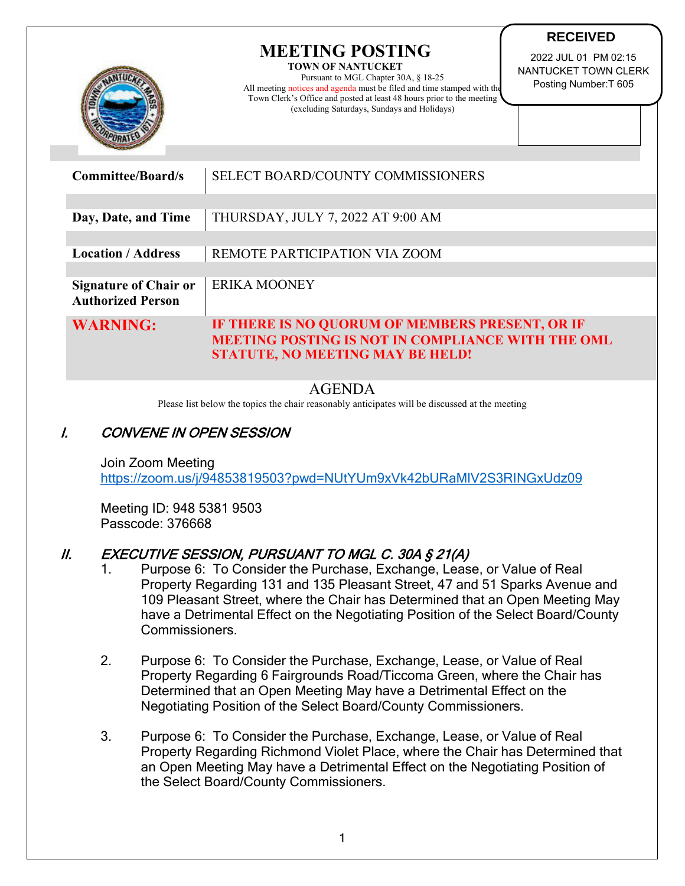# MEETING POSTING

**TOWN OF NANTUCKET**

Pursuant to MGL Chapter 30A, § 18-25
All meeting notices and agenda must be filed and time stamped with the Town Clerk's Office and posted at least 48 hours prior to the meeting (excluding Saturdays, Sundays and Holidays)

**RECEIVED**
2022 JUL 01 PM 02:15
NANTUCKET TOWN CLERK
Posting Number:T 605

| | |
|---|---|
| **Committee/Board/s** | SELECT BOARD/COUNTY COMMISSIONERS |
| **Day, Date, and Time** | THURSDAY, JULY 7, 2022 AT 9:00 AM |
| **Location / Address** | REMOTE PARTICIPATION VIA ZOOM |
| **Signature of Chair or Authorized Person** | ERIKA MOONEY |
| **WARNING:** | **IF THERE IS NO QUORUM OF MEMBERS PRESENT, OR IF MEETING POSTING IS NOT IN COMPLIANCE WITH THE OML STATUTE, NO MEETING MAY BE HELD!** |

## AGENDA

Please list below the topics the chair reasonably anticipates will be discussed at the meeting

### I. *CONVENE IN OPEN SESSION*

Join Zoom Meeting
https://zoom.us/j/94853819503?pwd=NUtYUm9xVk42bURaMlV2S3RlNGxUdz09

Meeting ID: 948 5381 9503
Passcode: 376668

### II. *EXECUTIVE SESSION, PURSUANT TO MGL C. 30A § 21(A)*

1. Purpose 6: To Consider the Purchase, Exchange, Lease, or Value of Real Property Regarding 131 and 135 Pleasant Street, 47 and 51 Sparks Avenue and 109 Pleasant Street, where the Chair has Determined that an Open Meeting May have a Detrimental Effect on the Negotiating Position of the Select Board/County Commissioners.

2. Purpose 6: To Consider the Purchase, Exchange, Lease, or Value of Real Property Regarding 6 Fairgrounds Road/Ticcoma Green, where the Chair has Determined that an Open Meeting May have a Detrimental Effect on the Negotiating Position of the Select Board/County Commissioners.

3. Purpose 6: To Consider the Purchase, Exchange, Lease, or Value of Real Property Regarding Richmond Violet Place, where the Chair has Determined that an Open Meeting May have a Detrimental Effect on the Negotiating Position of the Select Board/County Commissioners.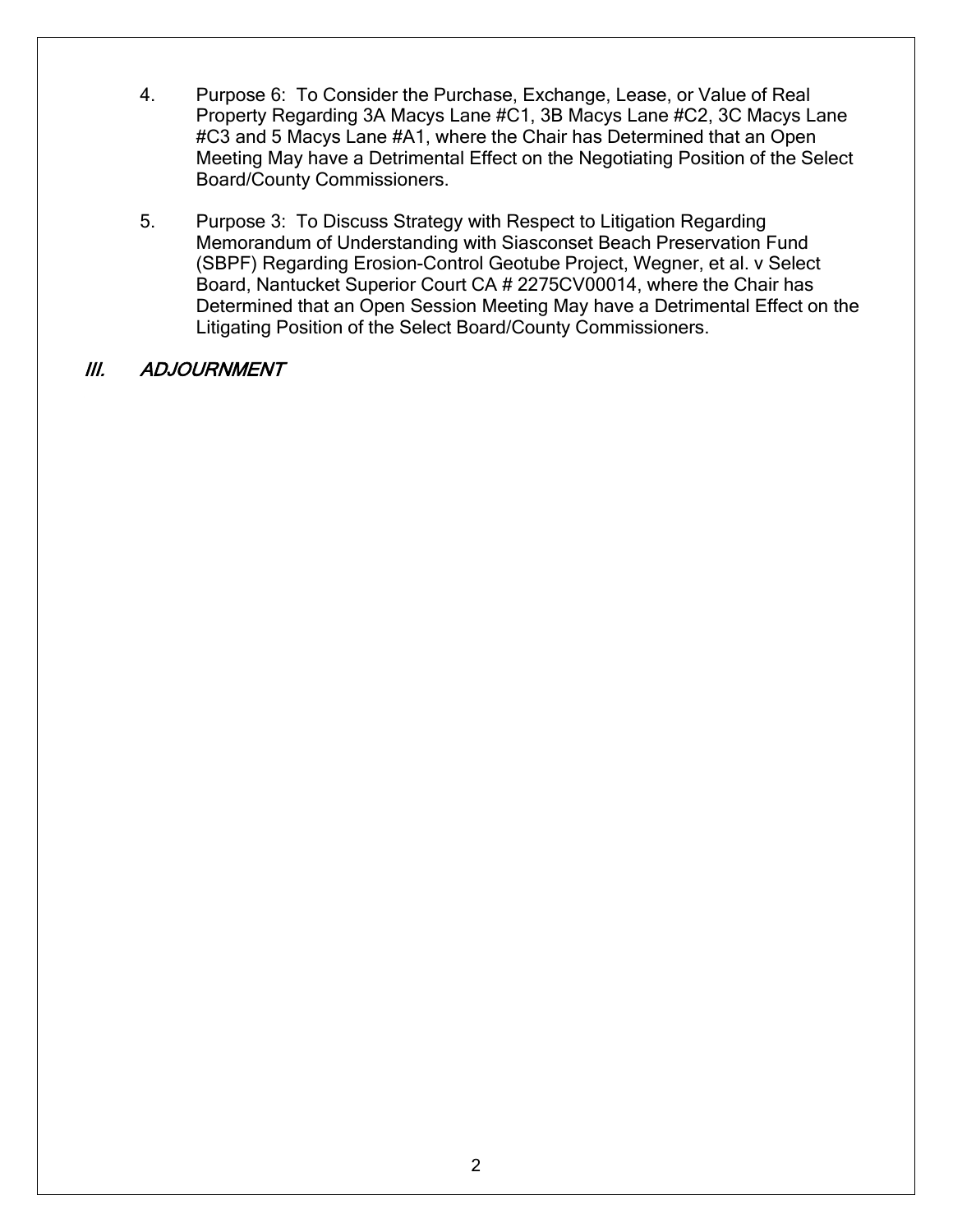4. Purpose 6: To Consider the Purchase, Exchange, Lease, or Value of Real Property Regarding 3A Macys Lane #C1, 3B Macys Lane #C2, 3C Macys Lane #C3 and 5 Macys Lane #A1, where the Chair has Determined that an Open Meeting May have a Detrimental Effect on the Negotiating Position of the Select Board/County Commissioners.

5. Purpose 3: To Discuss Strategy with Respect to Litigation Regarding Memorandum of Understanding with Siasconset Beach Preservation Fund (SBPF) Regarding Erosion-Control Geotube Project, Wegner, et al. v Select Board, Nantucket Superior Court CA # 2275CV00014, where the Chair has Determined that an Open Session Meeting May have a Detrimental Effect on the Litigating Position of the Select Board/County Commissioners.

## *III. ADJOURNMENT*